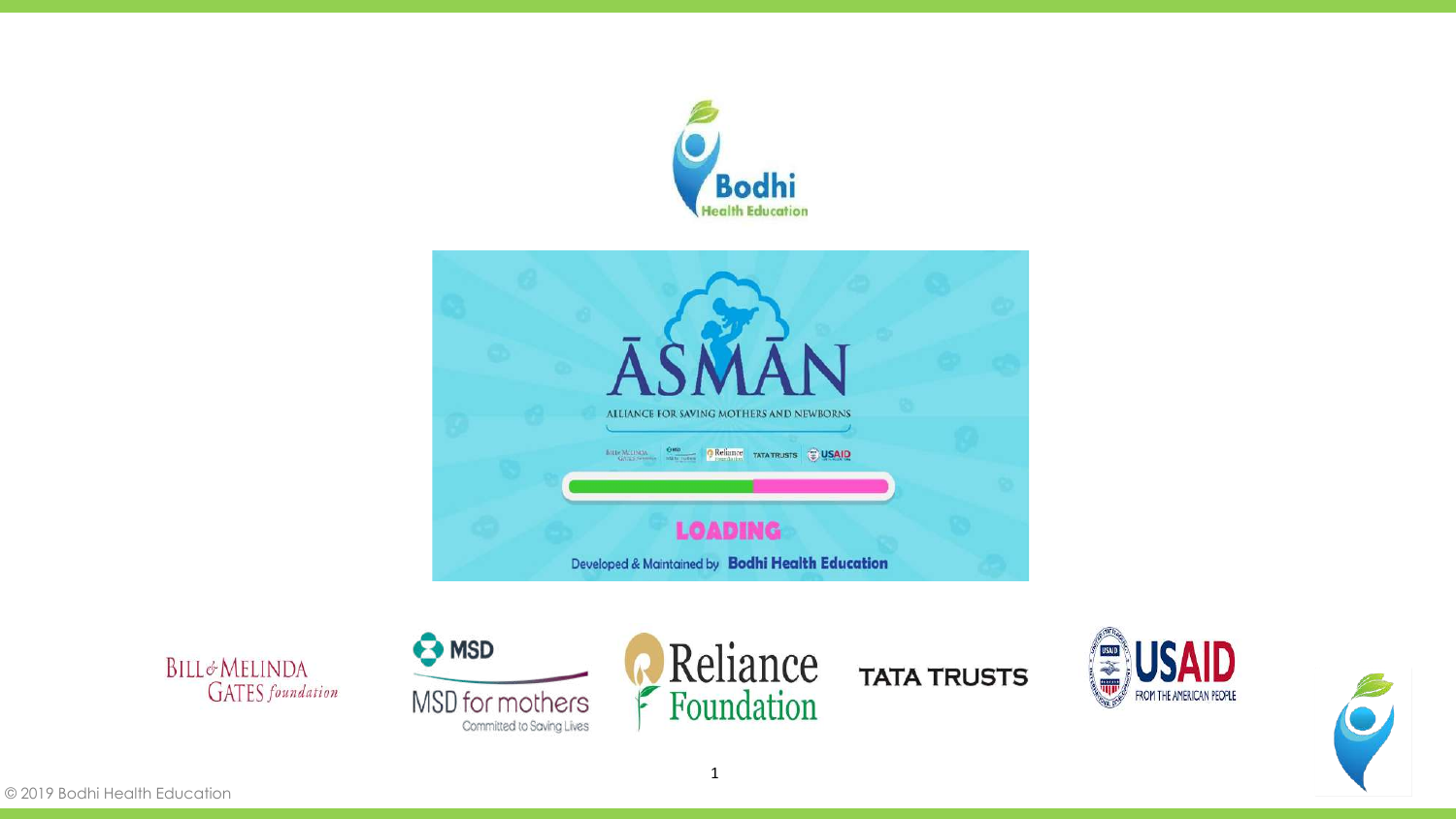Bodhi Health Education

ĀSMĀN

ALLIANCE FOR SAVING MOTHERS AND NEWBORNS

LOADING

Developed & Maintained by **Bodhi Health Education**

BILL & MELINDA GATES foundation

MSD for mothers — Committed to Saving Lives

Reliance Foundation

TATA TRUSTS

USAID FROM THE AMERICAN PEOPLE

© 2019 Bodhi Health Education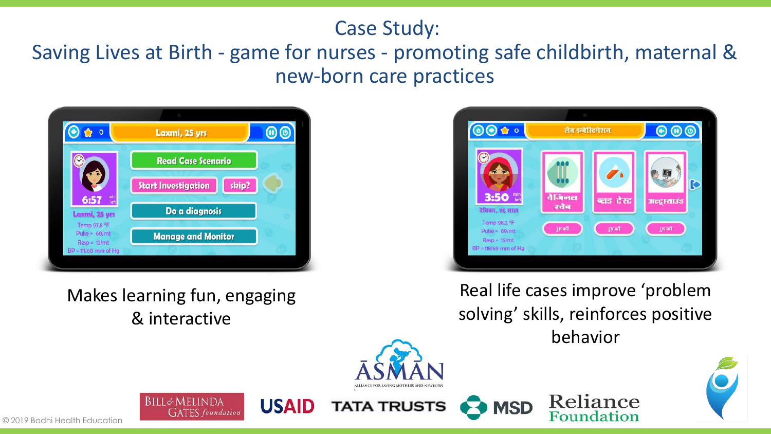# Case Study:

## Saving Lives at Birth - game for nurses - promoting safe childbirth, maternal & new-born care practices

Makes learning fun, engaging & interactive

Real life cases improve 'problem solving' skills, reinforces positive behavior

© 2019 Bodhi Health Education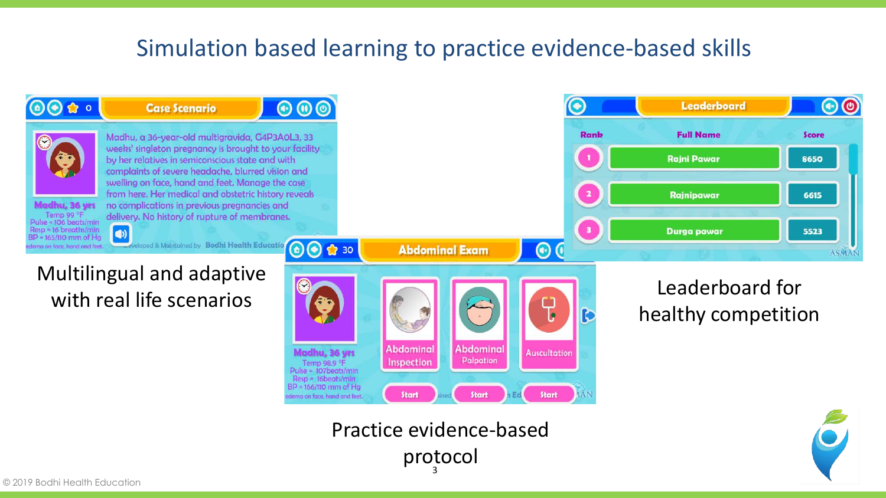# Simulation based learning to practice evidence-based skills

Multilingual and adaptive with real life scenarios

Practice evidence-based protocol

Leaderboard for healthy competition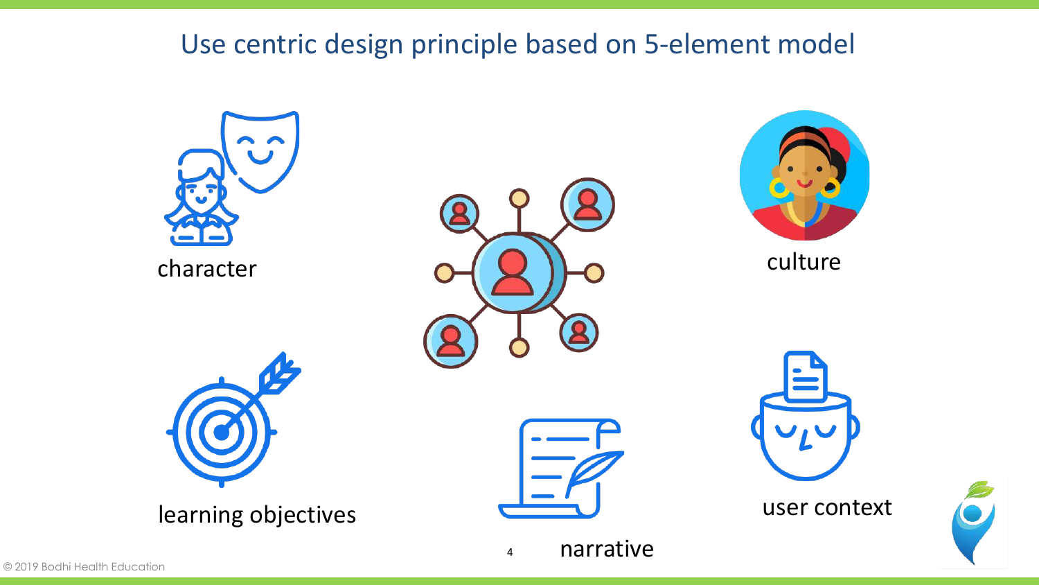# Use centric design principle based on 5-element model

character

culture

learning objectives

user context

narrative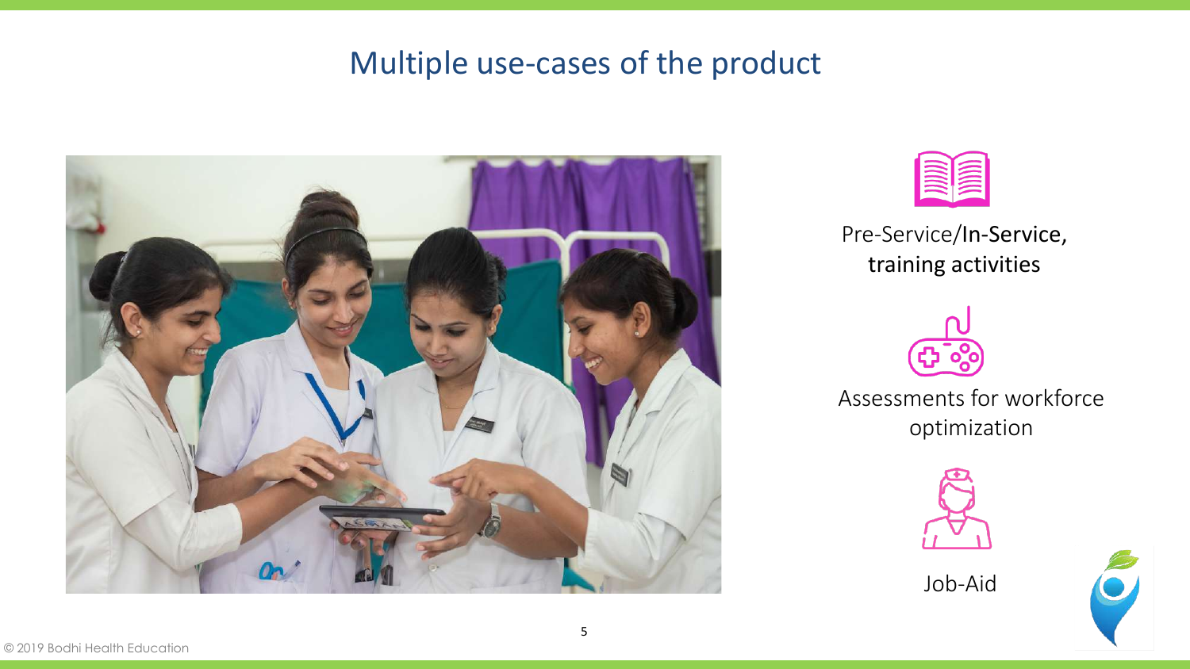# Multiple use-cases of the product

Pre-Service/**In-Service, training activities**

Assessments for workforce optimization

Job-Aid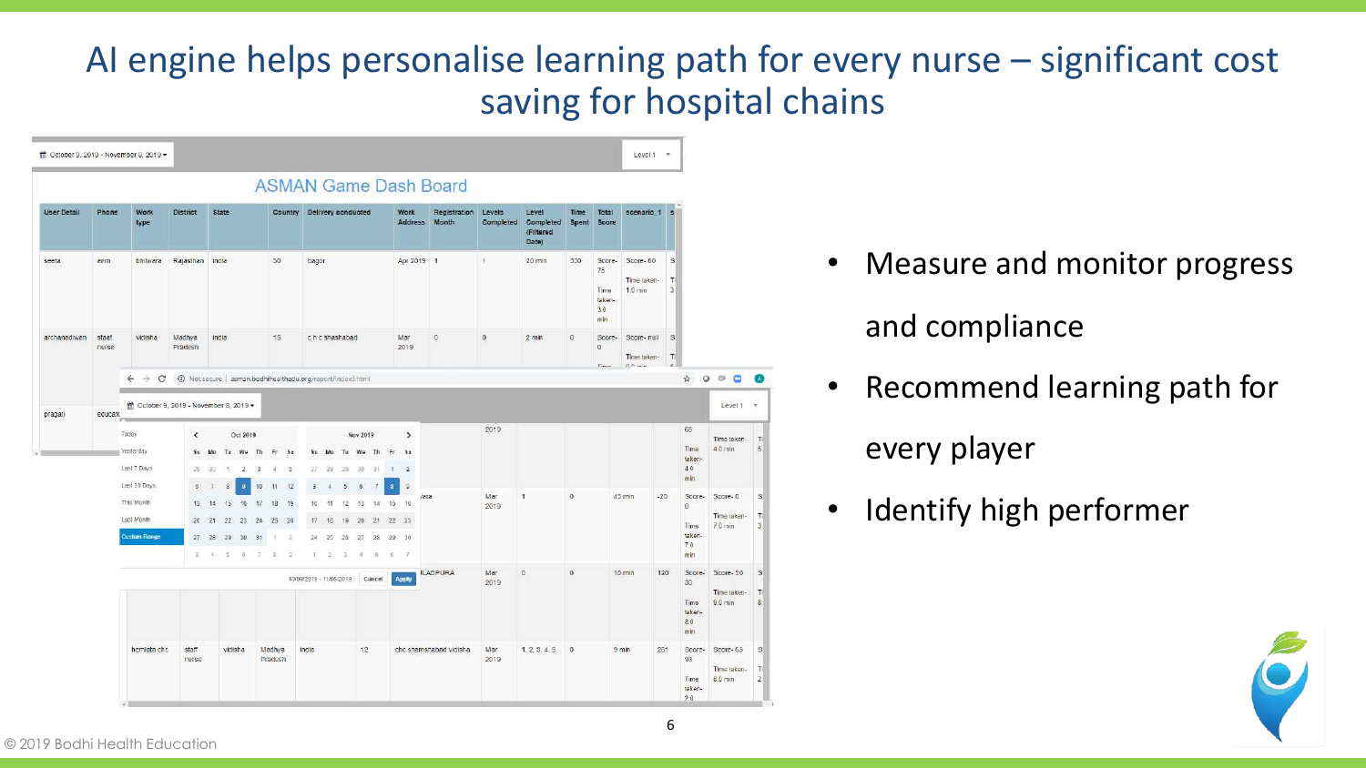# AI engine helps personalise learning path for every nurse – significant cost saving for hospital chains

- Measure and monitor progress and compliance
- Recommend learning path for every player
- Identify high performer

© 2019 Bodhi Health Education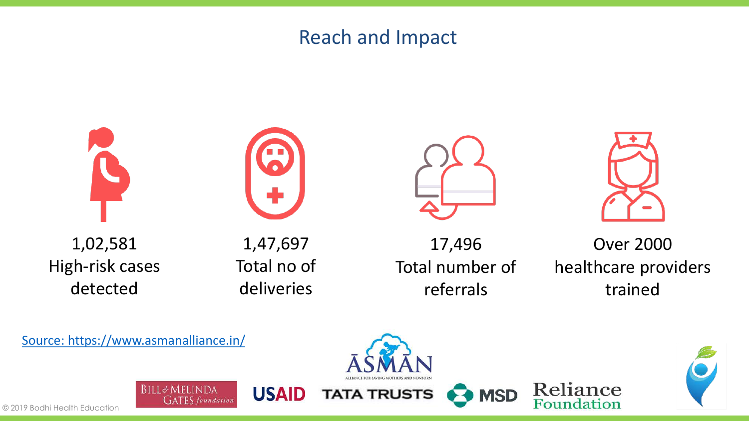# Reach and Impact

1,02,581
High-risk cases detected

1,47,697
Total no of deliveries

17,496
Total number of referrals

Over 2000
healthcare providers trained

[Source: https://www.asmanalliance.in/](https://www.asmanalliance.in/)

ASMAN
ALLIANCE FOR SAVING MOTHERS AND NEWBORN

BILL & MELINDA GATES foundation
USAID
TATA TRUSTS
MSD
Reliance Foundation

© 2019 Bodhi Health Education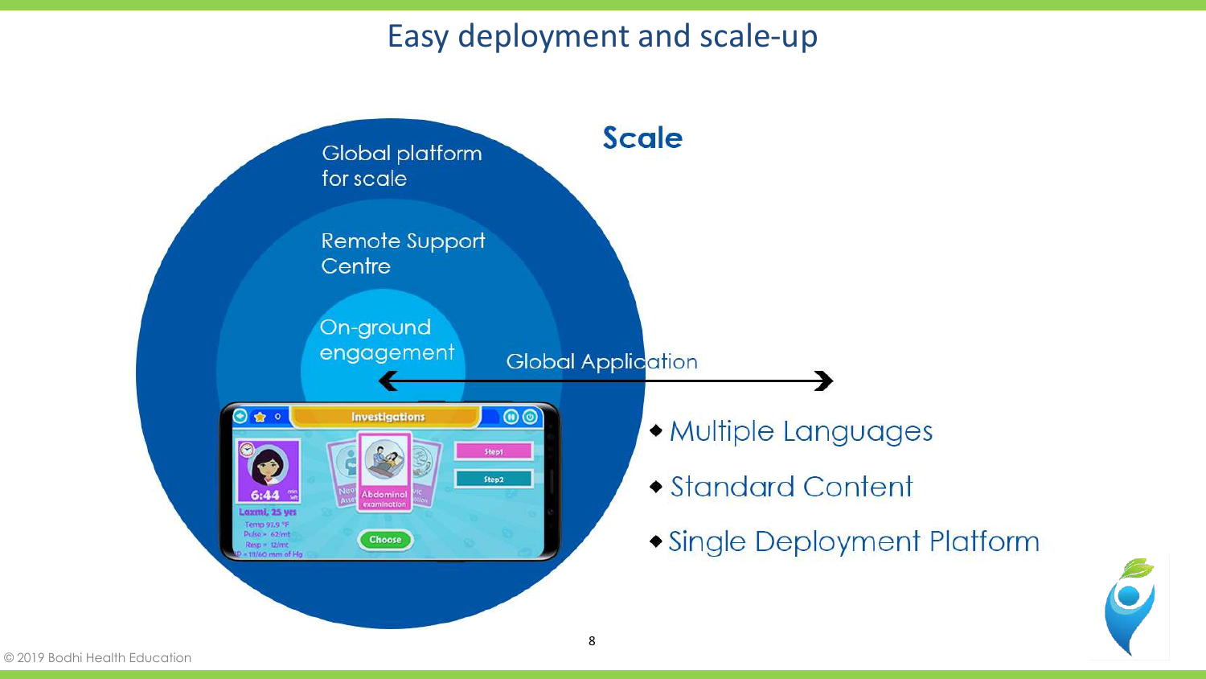# Easy deployment and scale-up

**Scale**

Global platform for scale

Remote Support Centre

On-ground engagement

Global Application

- Multiple Languages
- Standard Content
- Single Deployment Platform

© 2019 Bodhi Health Education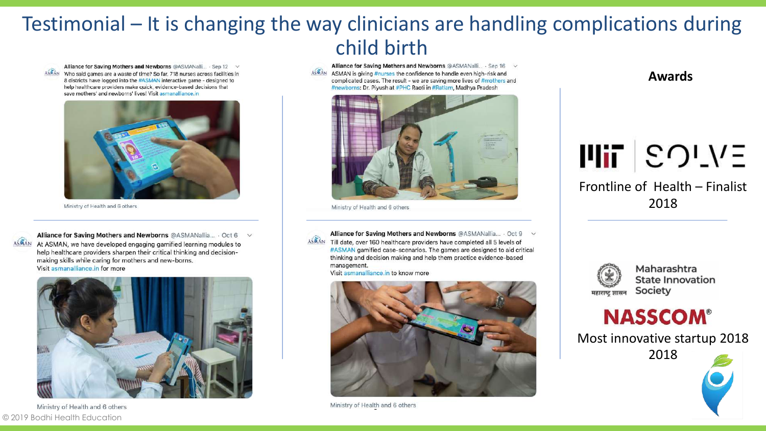# Testimonial – It is changing the way clinicians are handling complications during child birth

**Alliance for Saving Mothers and Newborns** @ASMANalli... · Sep 12

Who said games are a waste of time? So far, 718 nurses across facilities in 8 districts have logged into the #ASMAN interactive game - designed to help healthcare providers make quick, evidence-based decisions that save mothers' and newborns' lives! Visit asmanalliance.in

Ministry of Health and 6 others

**Alliance for Saving Mothers and Newborns** @ASMANalli... · Sep 16

ASMAN is giving #nurses the confidence to handle even high-risk and complicated cases. The result - we are saving more lives of #mothers and #newborns: Dr. Piyush at #PHC Raoti in #Ratlam, Madhya Pradesh

Ministry of Health and 6 others

**Alliance for Saving Mothers and Newborns** @ASMANallia... · Oct 6

At ASMAN, we have developed engaging gamified learning modules to help healthcare providers sharpen their critical thinking and decision-making skills while caring for mothers and new-borns.
Visit asmanalliance.in for more

Ministry of Health and 6 others

**Alliance for Saving Mothers and Newborns** @ASMANallia... · Oct 9

Till date, over 160 healthcare providers have completed all 5 levels of #ASMAN gamified case-scenarios. The games are designed to aid critical thinking and decision making and help them practice evidence-based management.
Visit asmanalliance.in to know more

Ministry of Health and 6 others

**Awards**

MIT SOLVE

Frontline of Health – Finalist 2018

Maharashtra State Innovation Society

महाराष्ट्र शासन

NASSCOM®

Most innovative startup 2018 2018

© 2019 Bodhi Health Education